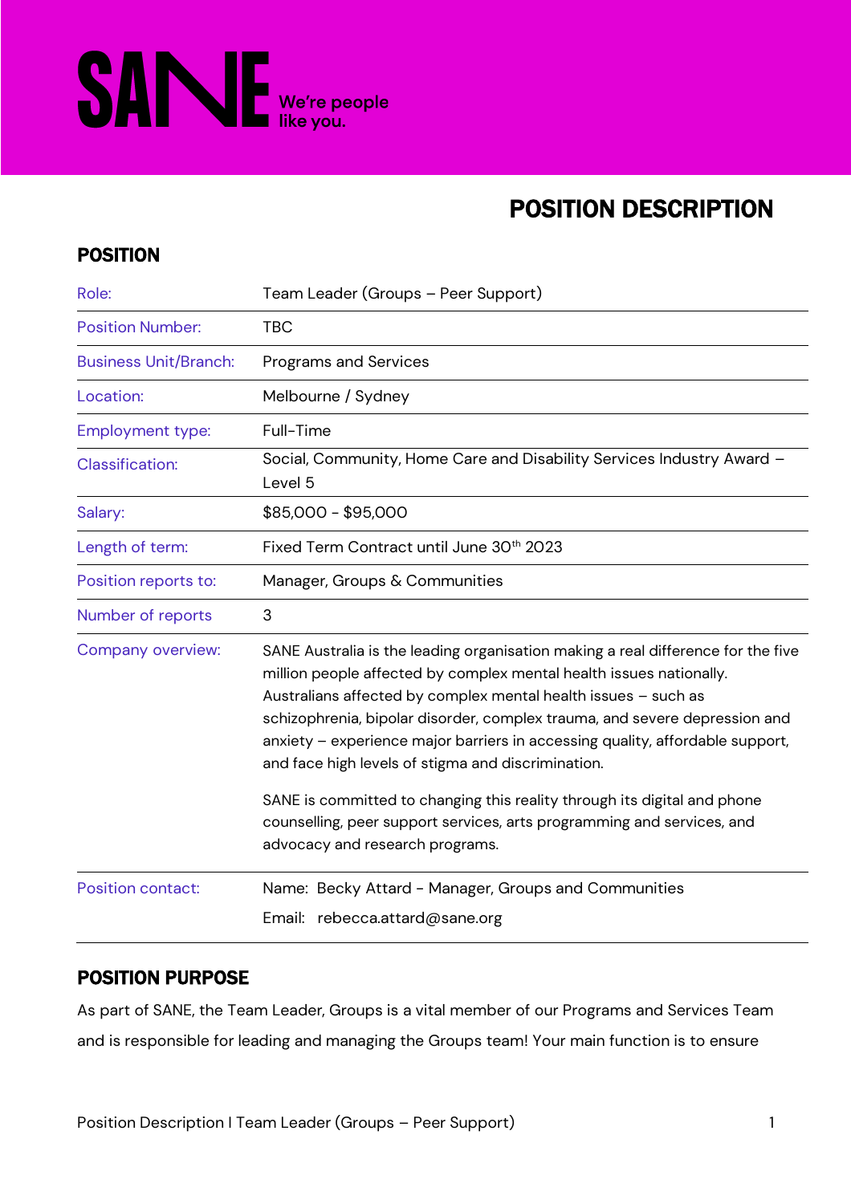SANE We're people like you.

# POSITION DESCRIPTION

## POSITION

| | |
|---|---|
| Role: | Team Leader (Groups – Peer Support) |
| Position Number: | TBC |
| Business Unit/Branch: | Programs and Services |
| Location: | Melbourne / Sydney |
| Employment type: | Full-Time |
| Classification: | Social, Community, Home Care and Disability Services Industry Award – Level 5 |
| Salary: | $85,000 - $95,000 |
| Length of term: | Fixed Term Contract until June 30th 2023 |
| Position reports to: | Manager, Groups & Communities |
| Number of reports | 3 |
| Company overview: | SANE Australia is the leading organisation making a real difference for the five million people affected by complex mental health issues nationally. Australians affected by complex mental health issues – such as schizophrenia, bipolar disorder, complex trauma, and severe depression and anxiety – experience major barriers in accessing quality, affordable support, and face high levels of stigma and discrimination.<br><br>SANE is committed to changing this reality through its digital and phone counselling, peer support services, arts programming and services, and advocacy and research programs. |
| Position contact: | Name: Becky Attard - Manager, Groups and Communities<br>Email: rebecca.attard@sane.org |

## POSITION PURPOSE

As part of SANE, the Team Leader, Groups is a vital member of our Programs and Services Team and is responsible for leading and managing the Groups team! Your main function is to ensure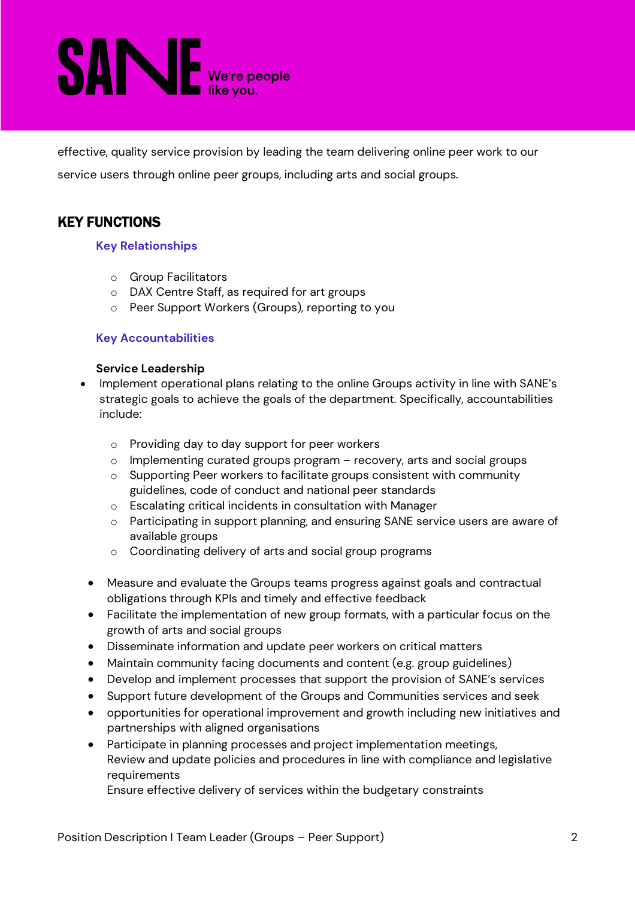effective, quality service provision by leading the team delivering online peer work to our service users through online peer groups, including arts and social groups.

## KEY FUNCTIONS

### Key Relationships

- Group Facilitators
- DAX Centre Staff, as required for art groups
- Peer Support Workers (Groups), reporting to you

### Key Accountabilities

**Service Leadership**

- Implement operational plans relating to the online Groups activity in line with SANE's strategic goals to achieve the goals of the department. Specifically, accountabilities include:
  - Providing day to day support for peer workers
  - Implementing curated groups program – recovery, arts and social groups
  - Supporting Peer workers to facilitate groups consistent with community guidelines, code of conduct and national peer standards
  - Escalating critical incidents in consultation with Manager
  - Participating in support planning, and ensuring SANE service users are aware of available groups
  - Coordinating delivery of arts and social group programs

- Measure and evaluate the Groups teams progress against goals and contractual obligations through KPIs and timely and effective feedback
- Facilitate the implementation of new group formats, with a particular focus on the growth of arts and social groups
- Disseminate information and update peer workers on critical matters
- Maintain community facing documents and content (e.g. group guidelines)
- Develop and implement processes that support the provision of SANE's services
- Support future development of the Groups and Communities services and seek
- opportunities for operational improvement and growth including new initiatives and partnerships with aligned organisations
- Participate in planning processes and project implementation meetings,
  Review and update policies and procedures in line with compliance and legislative requirements
  Ensure effective delivery of services within the budgetary constraints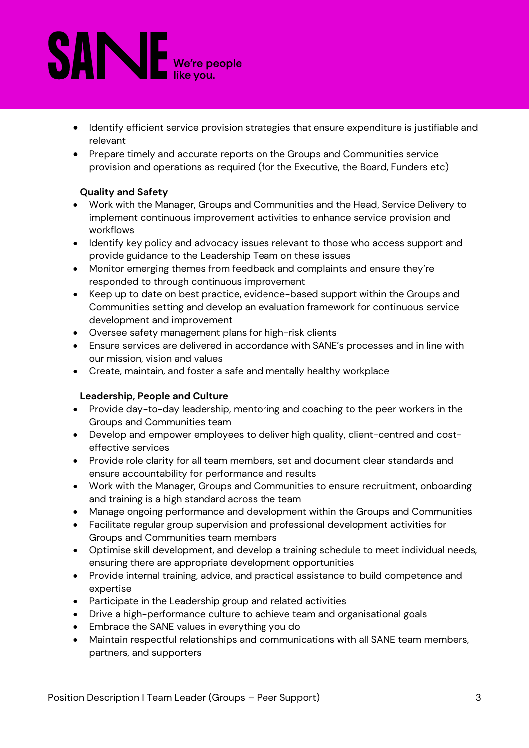- Identify efficient service provision strategies that ensure expenditure is justifiable and relevant
- Prepare timely and accurate reports on the Groups and Communities service provision and operations as required (for the Executive, the Board, Funders etc)

**Quality and Safety**

- Work with the Manager, Groups and Communities and the Head, Service Delivery to implement continuous improvement activities to enhance service provision and workflows
- Identify key policy and advocacy issues relevant to those who access support and provide guidance to the Leadership Team on these issues
- Monitor emerging themes from feedback and complaints and ensure they're responded to through continuous improvement
- Keep up to date on best practice, evidence-based support within the Groups and Communities setting and develop an evaluation framework for continuous service development and improvement
- Oversee safety management plans for high-risk clients
- Ensure services are delivered in accordance with SANE's processes and in line with our mission, vision and values
- Create, maintain, and foster a safe and mentally healthy workplace

**Leadership, People and Culture**

- Provide day-to-day leadership, mentoring and coaching to the peer workers in the Groups and Communities team
- Develop and empower employees to deliver high quality, client-centred and cost-effective services
- Provide role clarity for all team members, set and document clear standards and ensure accountability for performance and results
- Work with the Manager, Groups and Communities to ensure recruitment, onboarding and training is a high standard across the team
- Manage ongoing performance and development within the Groups and Communities
- Facilitate regular group supervision and professional development activities for Groups and Communities team members
- Optimise skill development, and develop a training schedule to meet individual needs, ensuring there are appropriate development opportunities
- Provide internal training, advice, and practical assistance to build competence and expertise
- Participate in the Leadership group and related activities
- Drive a high-performance culture to achieve team and organisational goals
- Embrace the SANE values in everything you do
- Maintain respectful relationships and communications with all SANE team members, partners, and supporters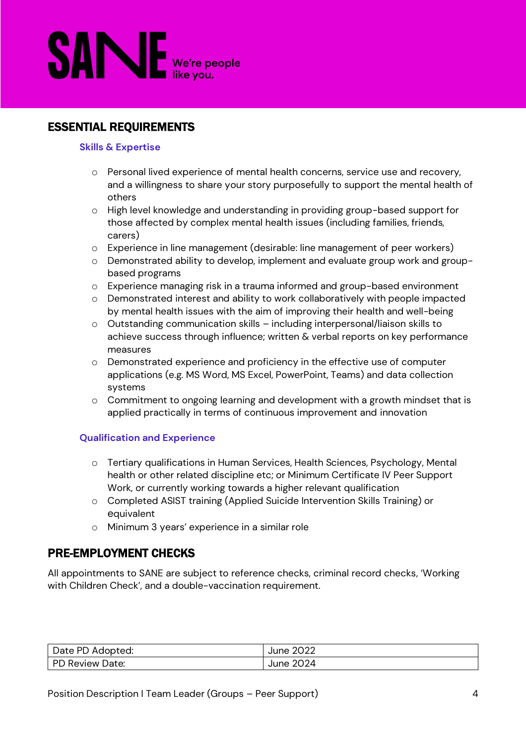## ESSENTIAL REQUIREMENTS

### Skills & Expertise

- Personal lived experience of mental health concerns, service use and recovery, and a willingness to share your story purposefully to support the mental health of others
- High level knowledge and understanding in providing group-based support for those affected by complex mental health issues (including families, friends, carers)
- Experience in line management (desirable: line management of peer workers)
- Demonstrated ability to develop, implement and evaluate group work and group-based programs
- Experience managing risk in a trauma informed and group-based environment
- Demonstrated interest and ability to work collaboratively with people impacted by mental health issues with the aim of improving their health and well-being
- Outstanding communication skills – including interpersonal/liaison skills to achieve success through influence; written & verbal reports on key performance measures
- Demonstrated experience and proficiency in the effective use of computer applications (e.g. MS Word, MS Excel, PowerPoint, Teams) and data collection systems
- Commitment to ongoing learning and development with a growth mindset that is applied practically in terms of continuous improvement and innovation

### Qualification and Experience

- Tertiary qualifications in Human Services, Health Sciences, Psychology, Mental health or other related discipline etc; or Minimum Certificate IV Peer Support Work, or currently working towards a higher relevant qualification
- Completed ASIST training (Applied Suicide Intervention Skills Training) or equivalent
- Minimum 3 years' experience in a similar role

## PRE-EMPLOYMENT CHECKS

All appointments to SANE are subject to reference checks, criminal record checks, 'Working with Children Check', and a double-vaccination requirement.

| | |
|---|---|
| Date PD Adopted: | June 2022 |
| PD Review Date: | June 2024 |